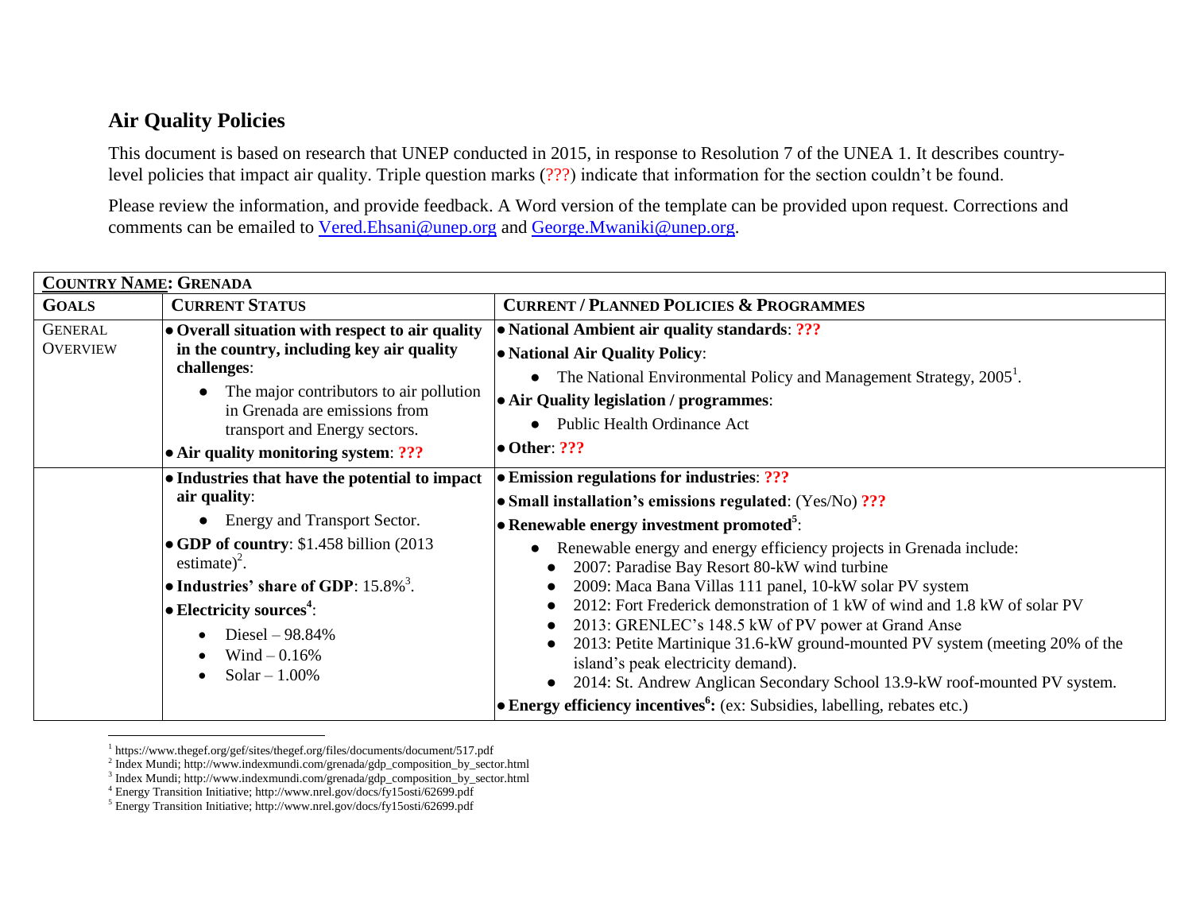## Air Quality Policies

This document is based on research that UNEP conducted in 2015, in response to Resolution 7 of the UNEA 1. It describes country-level policies that impact air quality. Triple question marks (???) indicate that information for the section couldn't be found.

Please review the information, and provide feedback. A Word version of the template can be provided upon request. Corrections and comments can be emailed to Vered.Ehsani@unep.org and George.Mwaniki@unep.org.

| **COUNTRY NAME: GRENADA** | | |
|---|---|---|
| **GOALS** | **CURRENT STATUS** | **CURRENT / PLANNED POLICIES & PROGRAMMES** |
| GENERAL OVERVIEW | • **Overall situation with respect to air quality in the country, including key air quality challenges**:<br>• The major contributors to air pollution in Grenada are emissions from transport and Energy sectors.<br>• **Air quality monitoring system**: **???** | • **National Ambient air quality standards**: **???**<br>• **National Air Quality Policy**:<br>• The National Environmental Policy and Management Strategy, 2005[1].<br>• **Air Quality legislation / programmes**:<br>• Public Health Ordinance Act<br>• **Other**: **???** |
| | • **Industries that have the potential to impact air quality**:<br>• Energy and Transport Sector.<br>• **GDP of country**: $1.458 billion (2013 estimate)[2].<br>• **Industries' share of GDP**: 15.8%[3].<br>• **Electricity sources[4]**:<br>• Diesel – 98.84%<br>• Wind – 0.16%<br>• Solar – 1.00% | • **Emission regulations for industries**: **???**<br>• **Small installation's emissions regulated**: (Yes/No) **???**<br>• **Renewable energy investment promoted[5]**:<br>• Renewable energy and energy efficiency projects in Grenada include:<br>• 2007: Paradise Bay Resort 80-kW wind turbine<br>• 2009: Maca Bana Villas 111 panel, 10-kW solar PV system<br>• 2012: Fort Frederick demonstration of 1 kW of wind and 1.8 kW of solar PV<br>• 2013: GRENLEC's 148.5 kW of PV power at Grand Anse<br>• 2013: Petite Martinique 31.6-kW ground-mounted PV system (meeting 20% of the island's peak electricity demand).<br>• 2014: St. Andrew Anglican Secondary School 13.9-kW roof-mounted PV system.<br>• **Energy efficiency incentives[6]:** (ex: Subsidies, labelling, rebates etc.) |

[1] https://www.thegef.org/gef/sites/thegef.org/files/documents/document/517.pdf
[2] Index Mundi; http://www.indexmundi.com/grenada/gdp_composition_by_sector.html
[3] Index Mundi; http://www.indexmundi.com/grenada/gdp_composition_by_sector.html
[4] Energy Transition Initiative; http://www.nrel.gov/docs/fy15osti/62699.pdf
[5] Energy Transition Initiative; http://www.nrel.gov/docs/fy15osti/62699.pdf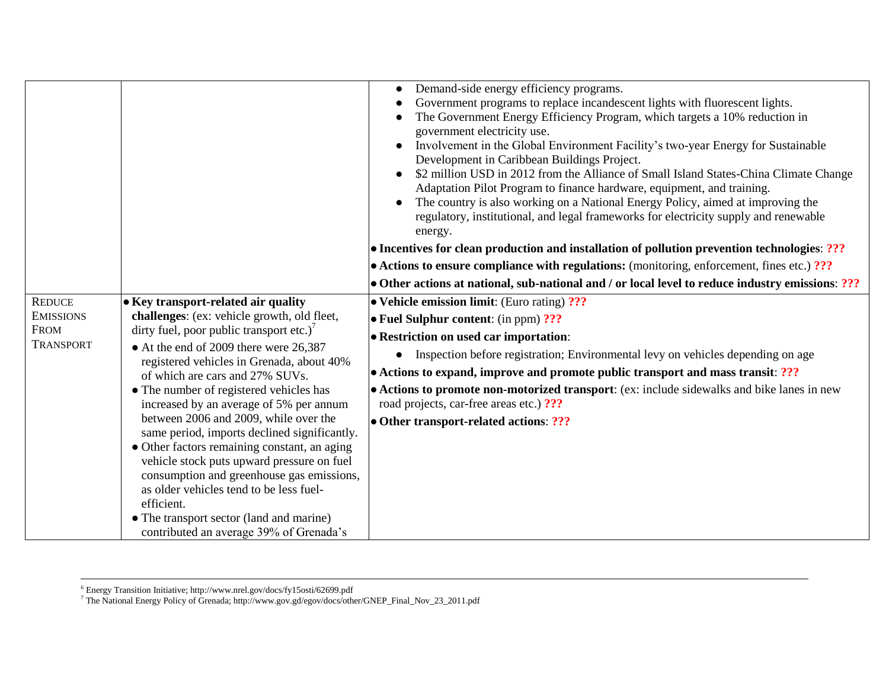| | | |
|---|---|---|
| | | <ul><li>Demand-side energy efficiency programs.</li><li>Government programs to replace incandescent lights with fluorescent lights.</li><li>The Government Energy Efficiency Program, which targets a 10% reduction in government electricity use.</li><li>Involvement in the Global Environment Facility's two-year Energy for Sustainable Development in Caribbean Buildings Project.</li><li>$2 million USD in 2012 from the Alliance of Small Island States-China Climate Change Adaptation Pilot Program to finance hardware, equipment, and training.</li><li>The country is also working on a National Energy Policy, aimed at improving the regulatory, institutional, and legal frameworks for electricity supply and renewable energy.</li></ul>• **Incentives for clean production and installation of pollution prevention technologies**: **???**<br>• **Actions to ensure compliance with regulations:** (monitoring, enforcement, fines etc.) **???**<br>• **Other actions at national, sub-national and / or local level to reduce industry emissions**: **???** |
| REDUCE EMISSIONS FROM TRANSPORT | • **Key transport-related air quality challenges**: (ex: vehicle growth, old fleet, dirty fuel, poor public transport etc.)[7]<br>• At the end of 2009 there were 26,387 registered vehicles in Grenada, about 40% of which are cars and 27% SUVs.<br>• The number of registered vehicles has increased by an average of 5% per annum between 2006 and 2009, while over the same period, imports declined significantly.<br>• Other factors remaining constant, an aging vehicle stock puts upward pressure on fuel consumption and greenhouse gas emissions, as older vehicles tend to be less fuel-efficient.<br>• The transport sector (land and marine) contributed an average 39% of Grenada's | • **Vehicle emission limit**: (Euro rating) **???**<br>• **Fuel Sulphur content**: (in ppm) **???**<br>• **Restriction on used car importation**:<ul><li>Inspection before registration; Environmental levy on vehicles depending on age</li></ul>• **Actions to expand, improve and promote public transport and mass transit**: **???**<br>• **Actions to promote non-motorized transport**: (ex: include sidewalks and bike lanes in new road projects, car-free areas etc.) **???**<br>• **Other transport-related actions**: **???** |

[6] Energy Transition Initiative; http://www.nrel.gov/docs/fy15osti/62699.pdf

[7] The National Energy Policy of Grenada; http://www.gov.gd/egov/docs/other/GNEP_Final_Nov_23_2011.pdf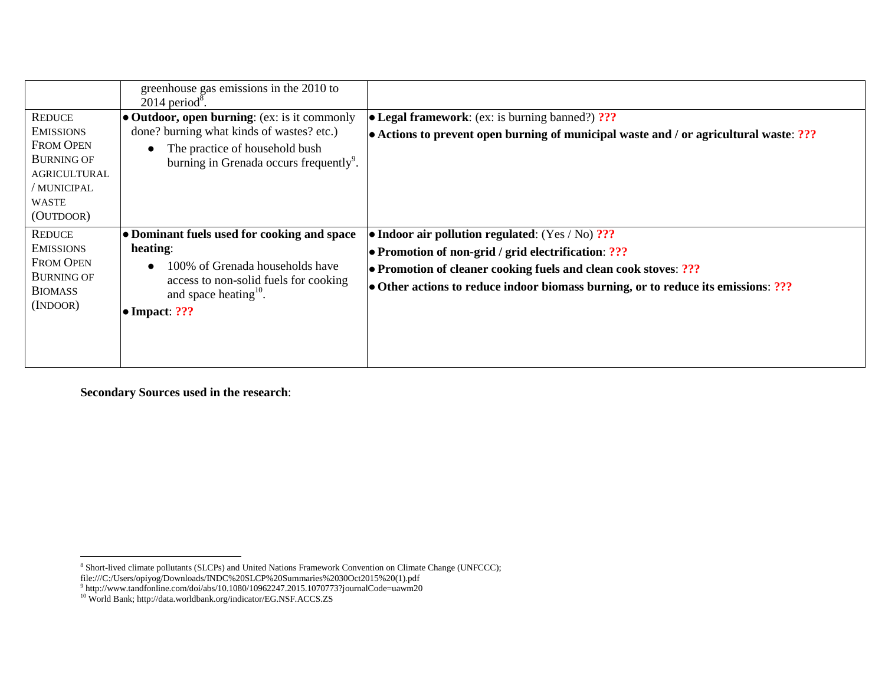| | | |
|---|---|---|
| | greenhouse gas emissions in the 2010 to 2014 period[8]. | |
| REDUCE EMISSIONS FROM OPEN BURNING OF AGRICULTURAL / MUNICIPAL WASTE (OUTDOOR) | • **Outdoor, open burning**: (ex: is it commonly done? burning what kinds of wastes? etc.)<br>• The practice of household bush burning in Grenada occurs frequently[9]. | • **Legal framework**: (ex: is burning banned?) **???**<br>• **Actions to prevent open burning of municipal waste and / or agricultural waste**: **???** |
| REDUCE EMISSIONS FROM OPEN BURNING OF BIOMASS (INDOOR) | • **Dominant fuels used for cooking and space heating**:<br>• 100% of Grenada households have access to non-solid fuels for cooking and space heating[10].<br>• **Impact**: **???** | • **Indoor air pollution regulated**: (Yes / No) **???**<br>• **Promotion of non-grid / grid electrification**: **???**<br>• **Promotion of cleaner cooking fuels and clean cook stoves**: **???**<br>• **Other actions to reduce indoor biomass burning, or to reduce its emissions**: **???** |

**Secondary Sources used in the research**:

[8] Short-lived climate pollutants (SLCPs) and United Nations Framework Convention on Climate Change (UNFCCC); file:///C:/Users/opiyog/Downloads/INDC%20SLCP%20Summaries%2030Oct2015%20(1).pdf

[9] http://www.tandfonline.com/doi/abs/10.1080/10962247.2015.1070773?journalCode=uawm20

[10] World Bank; http://data.worldbank.org/indicator/EG.NSF.ACCS.ZS